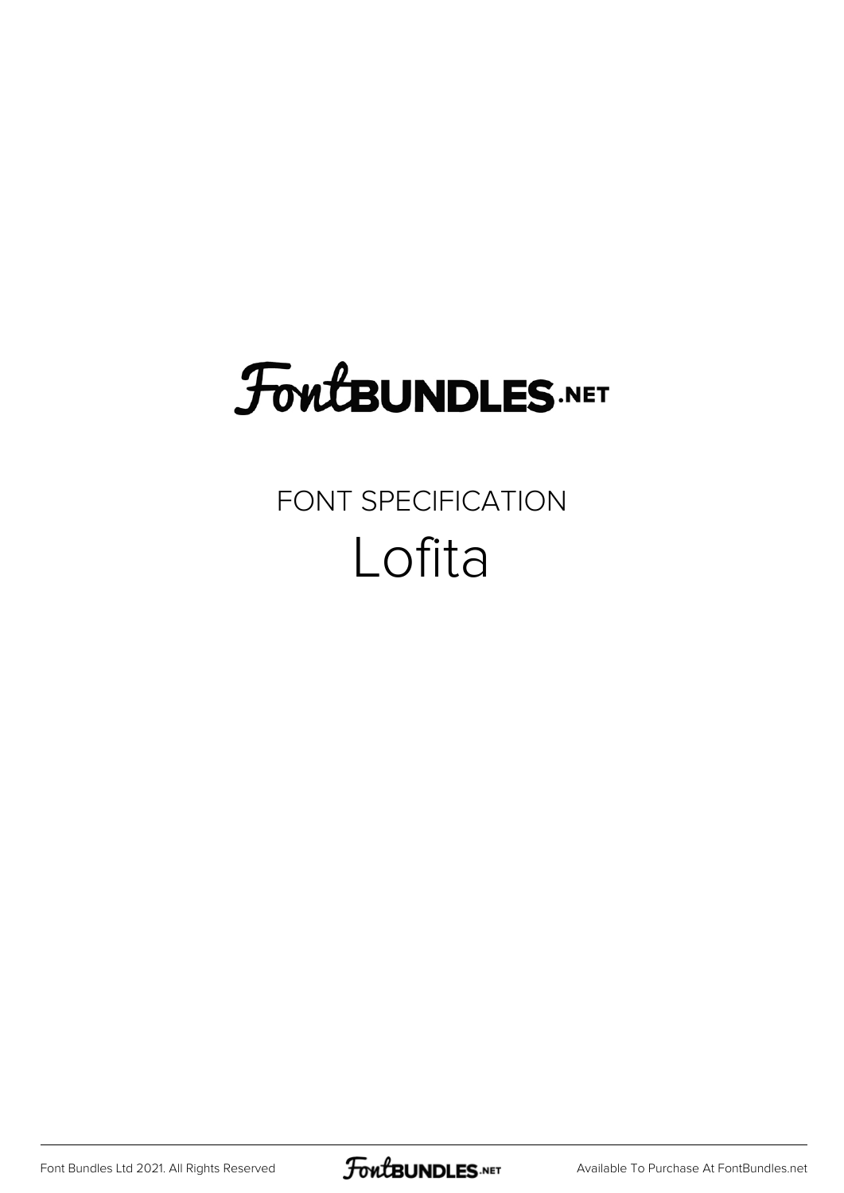FontBUNDLES.NET

FONT SPECIFICATION

# Lofita

Font Bundles Ltd 2021. All Rights Reserved

FontBUNDLES.NET

Available To Purchase At FontBundles.net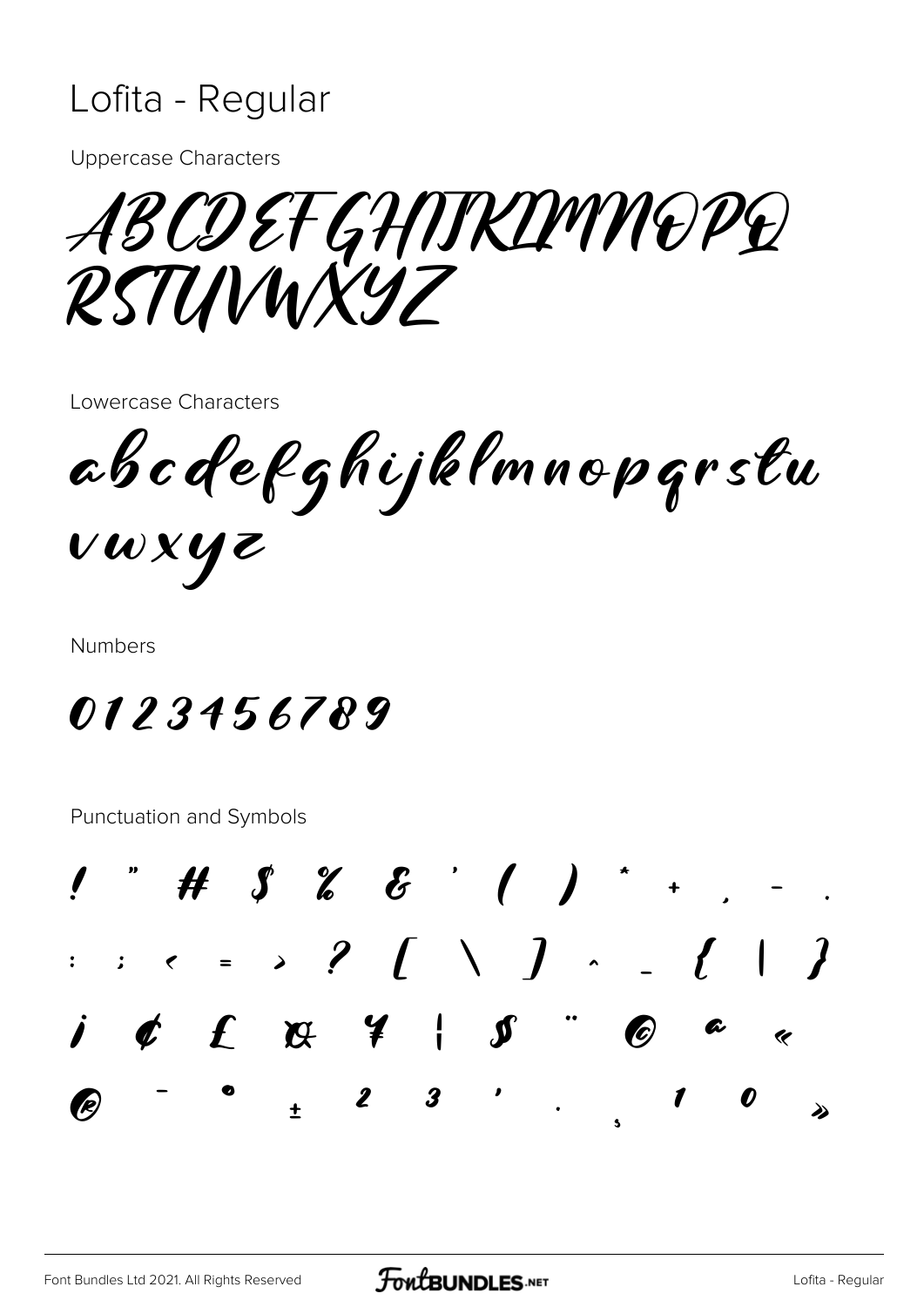# Lofita - Regular

Uppercase Characters

ABCDEFGHIJKLMNOPQ
RSTUVWXYZ

Lowercase Characters

abcdefghijklmnopqrstu
vwxyz

Numbers

0123456789

Punctuation and Symbols

! " # $ % & ' ( ) * + , - .
: ; < = > ? [ \ ] ^ _ { | }
¡ ¢ £ ¤ ¥ ¦ § ¨ © ª «
® ¯ ° ± ² ³ ´ · ¸ ¹ º »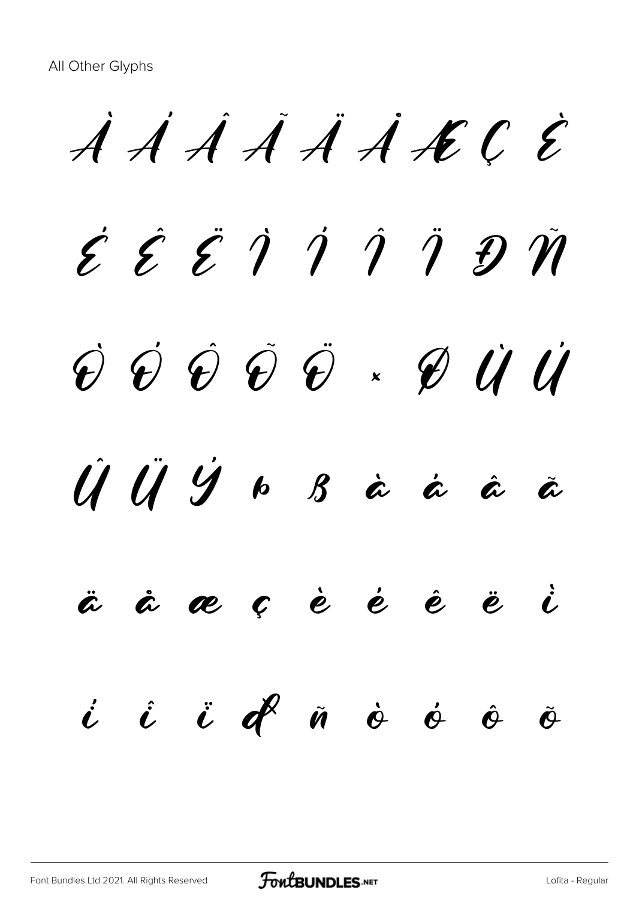All Other Glyphs

À Á Â Ã Ä Å Æ Ç È

É Ê Ë Ì Í Î Ï Ð Ñ

Ò Ó Ô Õ Ö × Ø Ù Ú

Û Ü Ý Þ ß à á â ã

ä å æ ç è é ê ë ì

í î ï ð ñ ò ó ô õ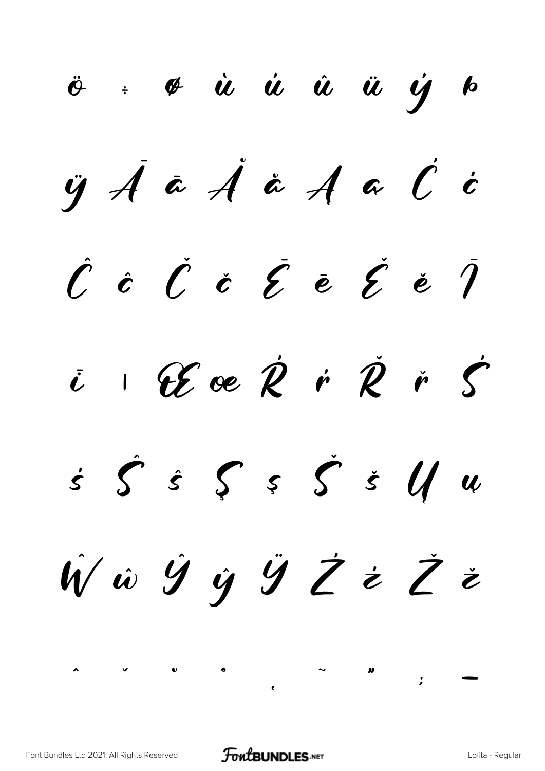ö ÷ ø ù ú û ü ý þ

ÿ Ā ā Ă ă Ą ą Ć ć

Ĉ ĉ Č č Ē ē Ě ě Ī

ī ı Œ œ Ŕ ŕ Ř ř Ś

ś Ŝ ŝ Ş ş Š š Ų ų

Ŵ ŵ Ŷ ŷ Ÿ Ż ż Ž ž

ˆ ˇ ˘ ˙ ˛ ˜ ˝ ; —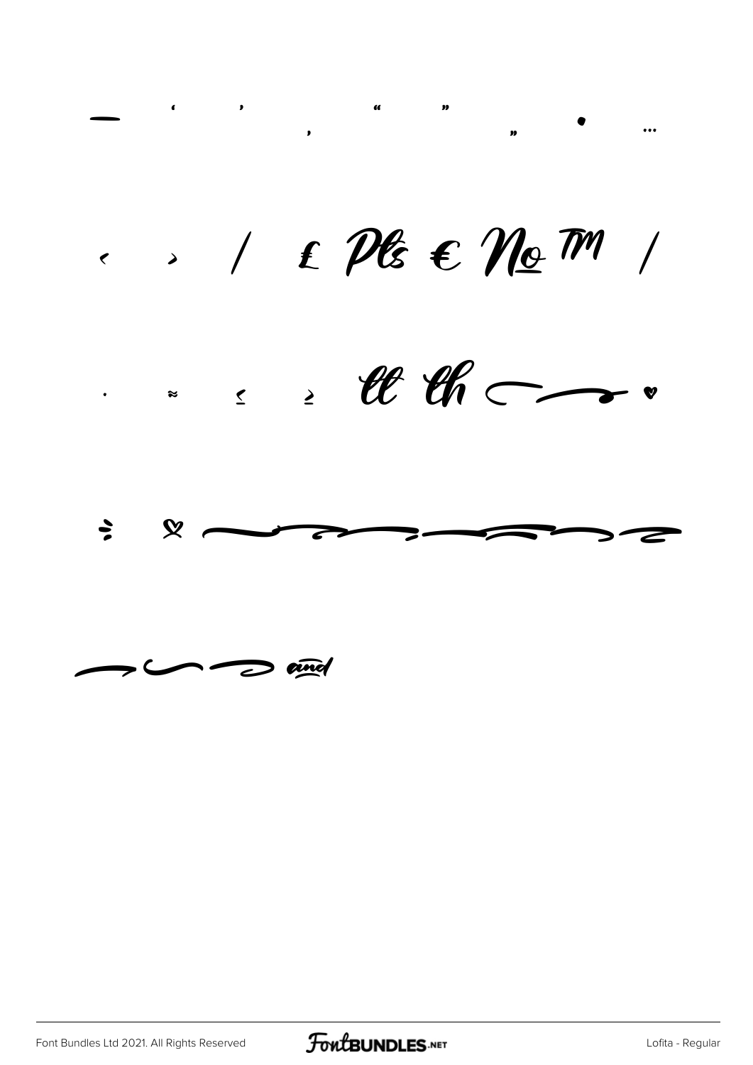— ‘ ’ ‚ “ ” „ • …

‹ › ⁄ ₤ ₧ € № ™ ∕

· ≈ ≤ ≥ tt th

and